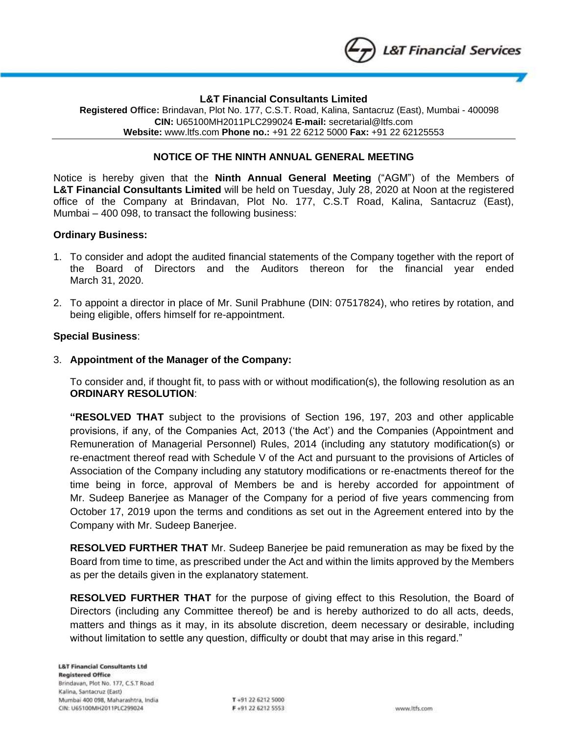**L&T Financial Consultants Limited**

**Registered Office:** Brindavan, Plot No. 177, C.S.T. Road, Kalina, Santacruz (East), Mumbai - 400098
**CIN:** U65100MH2011PLC299024 **E-mail:** secretarial@ltfs.com
**Website:** www.ltfs.com **Phone no.:** +91 22 6212 5000 **Fax:** +91 22 62125553

## NOTICE OF THE NINTH ANNUAL GENERAL MEETING

Notice is hereby given that the **Ninth Annual General Meeting** ("AGM") of the Members of **L&T Financial Consultants Limited** will be held on Tuesday, July 28, 2020 at Noon at the registered office of the Company at Brindavan, Plot No. 177, C.S.T Road, Kalina, Santacruz (East), Mumbai – 400 098, to transact the following business:

**Ordinary Business:**

1. To consider and adopt the audited financial statements of the Company together with the report of the Board of Directors and the Auditors thereon for the financial year ended March 31, 2020.
2. To appoint a director in place of Mr. Sunil Prabhune (DIN: 07517824), who retires by rotation, and being eligible, offers himself for re-appointment.

**Special Business**:

3. **Appointment of the Manager of the Company:**

   To consider and, if thought fit, to pass with or without modification(s), the following resolution as an **ORDINARY RESOLUTION**:

   **"RESOLVED THAT** subject to the provisions of Section 196, 197, 203 and other applicable provisions, if any, of the Companies Act, 2013 ('the Act') and the Companies (Appointment and Remuneration of Managerial Personnel) Rules, 2014 (including any statutory modification(s) or re-enactment thereof read with Schedule V of the Act and pursuant to the provisions of Articles of Association of the Company including any statutory modifications or re-enactments thereof for the time being in force, approval of Members be and is hereby accorded for appointment of Mr. Sudeep Banerjee as Manager of the Company for a period of five years commencing from October 17, 2019 upon the terms and conditions as set out in the Agreement entered into by the Company with Mr. Sudeep Banerjee.

   **RESOLVED FURTHER THAT** Mr. Sudeep Banerjee be paid remuneration as may be fixed by the Board from time to time, as prescribed under the Act and within the limits approved by the Members as per the details given in the explanatory statement.

   **RESOLVED FURTHER THAT** for the purpose of giving effect to this Resolution, the Board of Directors (including any Committee thereof) be and is hereby authorized to do all acts, deeds, matters and things as it may, in its absolute discretion, deem necessary or desirable, including without limitation to settle any question, difficulty or doubt that may arise in this regard."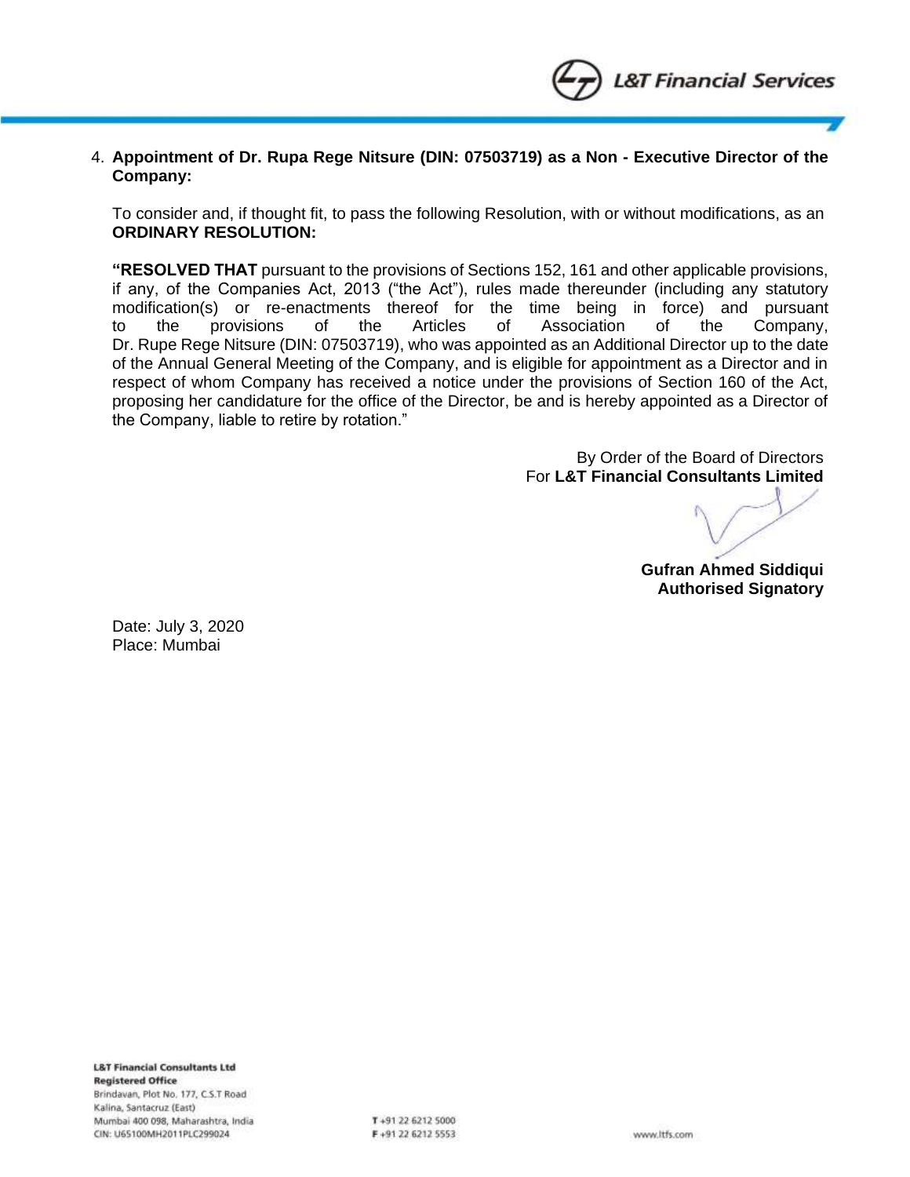4. **Appointment of Dr. Rupa Rege Nitsure (DIN: 07503719) as a Non - Executive Director of the Company:**

   To consider and, if thought fit, to pass the following Resolution, with or without modifications, as an **ORDINARY RESOLUTION:**

   **"RESOLVED THAT** pursuant to the provisions of Sections 152, 161 and other applicable provisions, if any, of the Companies Act, 2013 ("the Act"), rules made thereunder (including any statutory modification(s) or re-enactments thereof for the time being in force) and pursuant to the provisions of the Articles of Association of the Company, Dr. Rupe Rege Nitsure (DIN: 07503719), who was appointed as an Additional Director up to the date of the Annual General Meeting of the Company, and is eligible for appointment as a Director and in respect of whom Company has received a notice under the provisions of Section 160 of the Act, proposing her candidature for the office of the Director, be and is hereby appointed as a Director of the Company, liable to retire by rotation."

By Order of the Board of Directors
For **L&T Financial Consultants Limited**

**Gufran Ahmed Siddiqui**
**Authorised Signatory**

Date: July 3, 2020
Place: Mumbai

**L&T Financial Consultants Ltd**
**Registered Office**
Brindavan, Plot No. 177, C.S.T Road
Kalina, Santacruz (East)
Mumbai 400 098, Maharashtra, India
CIN: U65100MH2011PLC299024

T +91 22 6212 5000
F +91 22 6212 5553

www.ltfs.com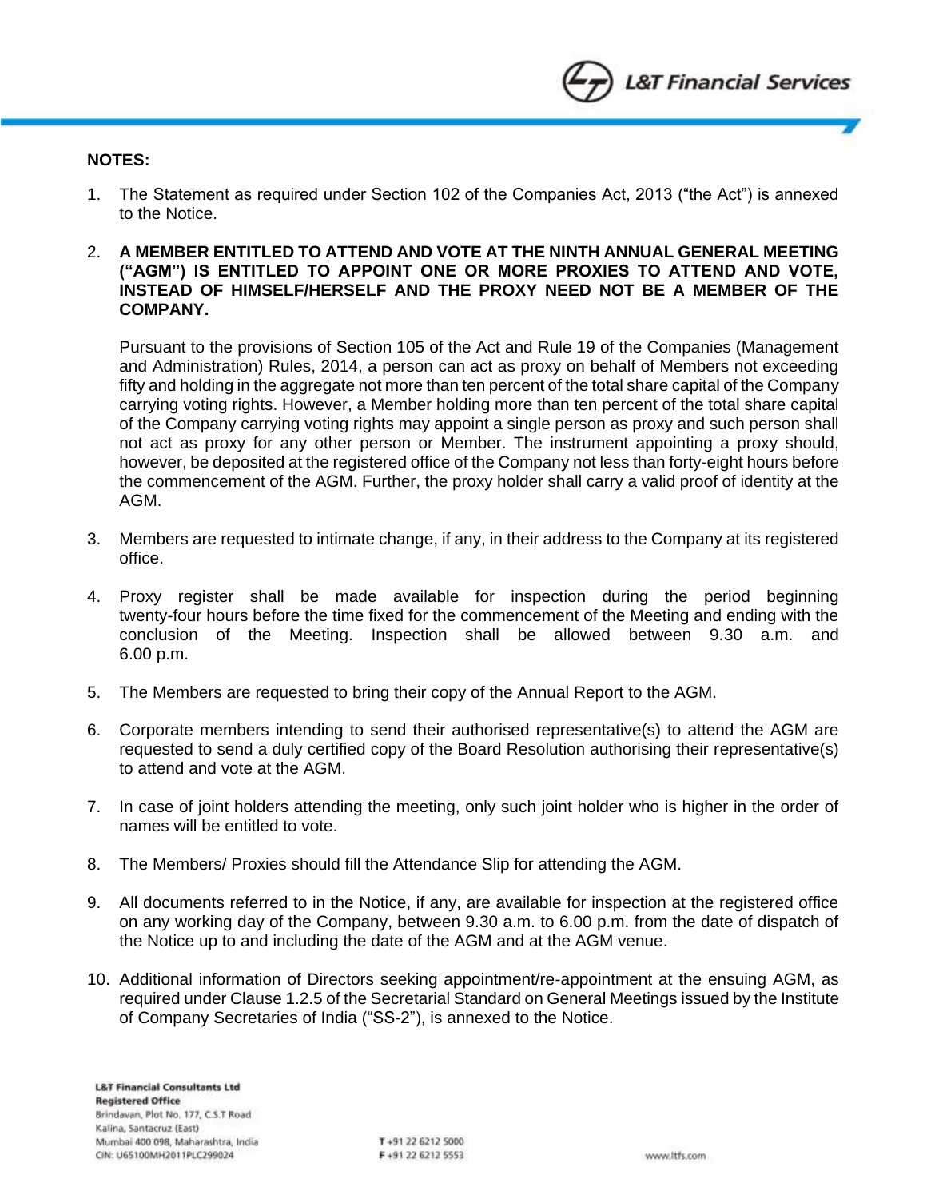**NOTES:**

1. The Statement as required under Section 102 of the Companies Act, 2013 ("the Act") is annexed to the Notice.

2. **A MEMBER ENTITLED TO ATTEND AND VOTE AT THE NINTH ANNUAL GENERAL MEETING ("AGM") IS ENTITLED TO APPOINT ONE OR MORE PROXIES TO ATTEND AND VOTE, INSTEAD OF HIMSELF/HERSELF AND THE PROXY NEED NOT BE A MEMBER OF THE COMPANY.**

   Pursuant to the provisions of Section 105 of the Act and Rule 19 of the Companies (Management and Administration) Rules, 2014, a person can act as proxy on behalf of Members not exceeding fifty and holding in the aggregate not more than ten percent of the total share capital of the Company carrying voting rights. However, a Member holding more than ten percent of the total share capital of the Company carrying voting rights may appoint a single person as proxy and such person shall not act as proxy for any other person or Member. The instrument appointing a proxy should, however, be deposited at the registered office of the Company not less than forty-eight hours before the commencement of the AGM. Further, the proxy holder shall carry a valid proof of identity at the AGM.

3. Members are requested to intimate change, if any, in their address to the Company at its registered office.

4. Proxy register shall be made available for inspection during the period beginning twenty-four hours before the time fixed for the commencement of the Meeting and ending with the conclusion of the Meeting. Inspection shall be allowed between 9.30 a.m. and 6.00 p.m.

5. The Members are requested to bring their copy of the Annual Report to the AGM.

6. Corporate members intending to send their authorised representative(s) to attend the AGM are requested to send a duly certified copy of the Board Resolution authorising their representative(s) to attend and vote at the AGM.

7. In case of joint holders attending the meeting, only such joint holder who is higher in the order of names will be entitled to vote.

8. The Members/ Proxies should fill the Attendance Slip for attending the AGM.

9. All documents referred to in the Notice, if any, are available for inspection at the registered office on any working day of the Company, between 9.30 a.m. to 6.00 p.m. from the date of dispatch of the Notice up to and including the date of the AGM and at the AGM venue.

10. Additional information of Directors seeking appointment/re-appointment at the ensuing AGM, as required under Clause 1.2.5 of the Secretarial Standard on General Meetings issued by the Institute of Company Secretaries of India ("SS-2"), is annexed to the Notice.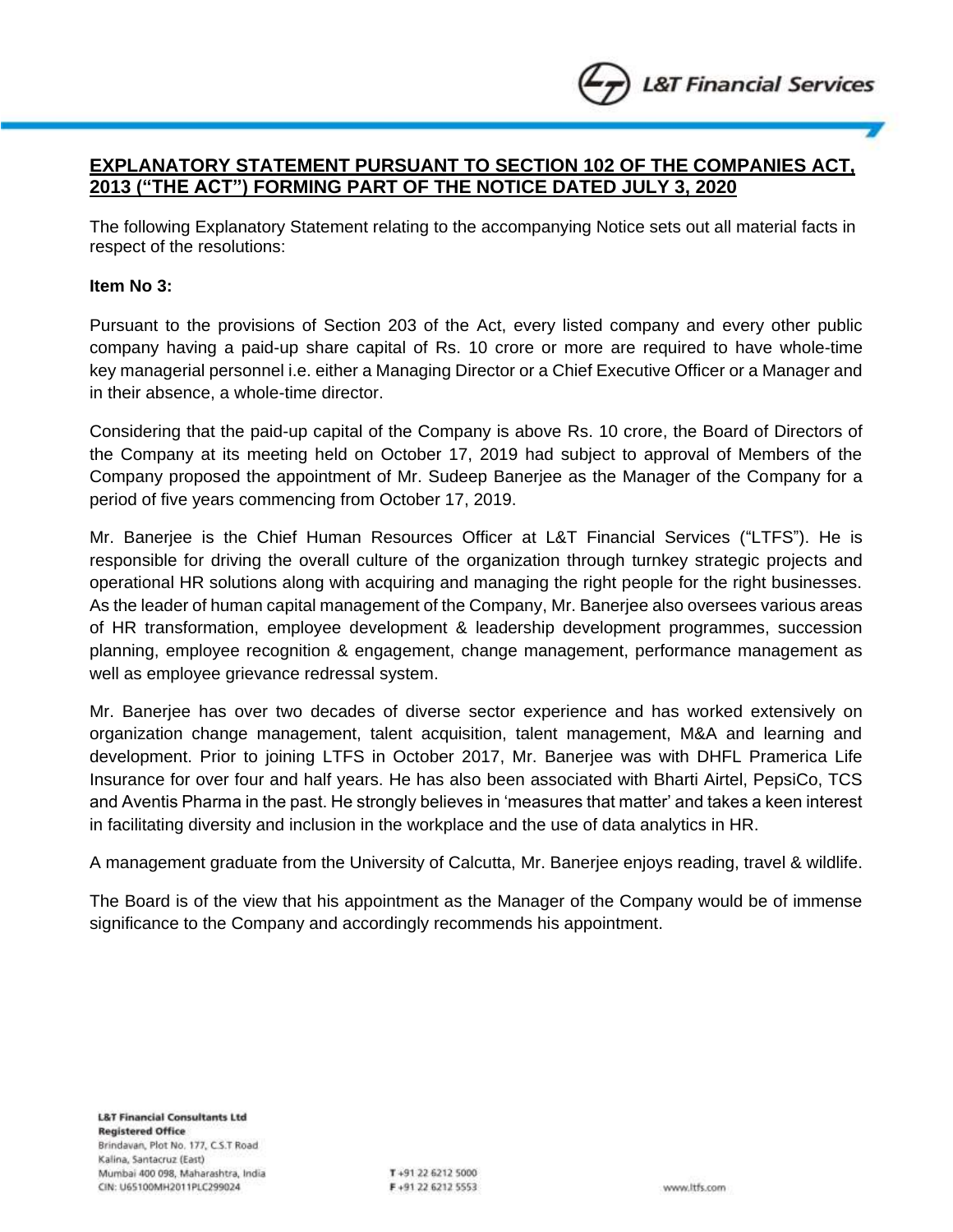## EXPLANATORY STATEMENT PURSUANT TO SECTION 102 OF THE COMPANIES ACT, 2013 ("THE ACT") FORMING PART OF THE NOTICE DATED JULY 3, 2020

The following Explanatory Statement relating to the accompanying Notice sets out all material facts in respect of the resolutions:

**Item No 3:**

Pursuant to the provisions of Section 203 of the Act, every listed company and every other public company having a paid-up share capital of Rs. 10 crore or more are required to have whole-time key managerial personnel i.e. either a Managing Director or a Chief Executive Officer or a Manager and in their absence, a whole-time director.

Considering that the paid-up capital of the Company is above Rs. 10 crore, the Board of Directors of the Company at its meeting held on October 17, 2019 had subject to approval of Members of the Company proposed the appointment of Mr. Sudeep Banerjee as the Manager of the Company for a period of five years commencing from October 17, 2019.

Mr. Banerjee is the Chief Human Resources Officer at L&T Financial Services ("LTFS"). He is responsible for driving the overall culture of the organization through turnkey strategic projects and operational HR solutions along with acquiring and managing the right people for the right businesses. As the leader of human capital management of the Company, Mr. Banerjee also oversees various areas of HR transformation, employee development & leadership development programmes, succession planning, employee recognition & engagement, change management, performance management as well as employee grievance redressal system.

Mr. Banerjee has over two decades of diverse sector experience and has worked extensively on organization change management, talent acquisition, talent management, M&A and learning and development. Prior to joining LTFS in October 2017, Mr. Banerjee was with DHFL Pramerica Life Insurance for over four and half years. He has also been associated with Bharti Airtel, PepsiCo, TCS and Aventis Pharma in the past. He strongly believes in 'measures that matter' and takes a keen interest in facilitating diversity and inclusion in the workplace and the use of data analytics in HR.

A management graduate from the University of Calcutta, Mr. Banerjee enjoys reading, travel & wildlife.

The Board is of the view that his appointment as the Manager of the Company would be of immense significance to the Company and accordingly recommends his appointment.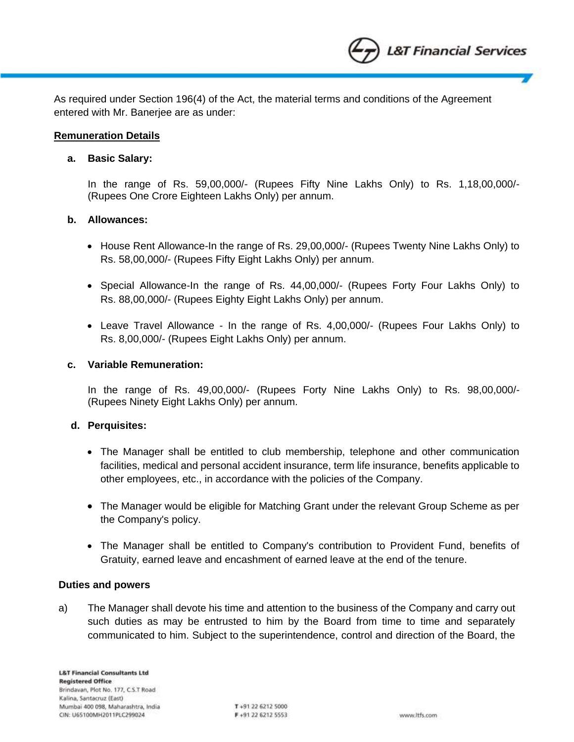As required under Section 196(4) of the Act, the material terms and conditions of the Agreement entered with Mr. Banerjee are as under:

**Remuneration Details**

**a. Basic Salary:**

In the range of Rs. 59,00,000/- (Rupees Fifty Nine Lakhs Only) to Rs. 1,18,00,000/- (Rupees One Crore Eighteen Lakhs Only) per annum.

**b. Allowances:**

- House Rent Allowance-In the range of Rs. 29,00,000/- (Rupees Twenty Nine Lakhs Only) to Rs. 58,00,000/- (Rupees Fifty Eight Lakhs Only) per annum.
- Special Allowance-In the range of Rs. 44,00,000/- (Rupees Forty Four Lakhs Only) to Rs. 88,00,000/- (Rupees Eighty Eight Lakhs Only) per annum.
- Leave Travel Allowance - In the range of Rs. 4,00,000/- (Rupees Four Lakhs Only) to Rs. 8,00,000/- (Rupees Eight Lakhs Only) per annum.

**c. Variable Remuneration:**

In the range of Rs. 49,00,000/- (Rupees Forty Nine Lakhs Only) to Rs. 98,00,000/- (Rupees Ninety Eight Lakhs Only) per annum.

**d. Perquisites:**

- The Manager shall be entitled to club membership, telephone and other communication facilities, medical and personal accident insurance, term life insurance, benefits applicable to other employees, etc., in accordance with the policies of the Company.
- The Manager would be eligible for Matching Grant under the relevant Group Scheme as per the Company's policy.
- The Manager shall be entitled to Company's contribution to Provident Fund, benefits of Gratuity, earned leave and encashment of earned leave at the end of the tenure.

**Duties and powers**

a) The Manager shall devote his time and attention to the business of the Company and carry out such duties as may be entrusted to him by the Board from time to time and separately communicated to him. Subject to the superintendence, control and direction of the Board, the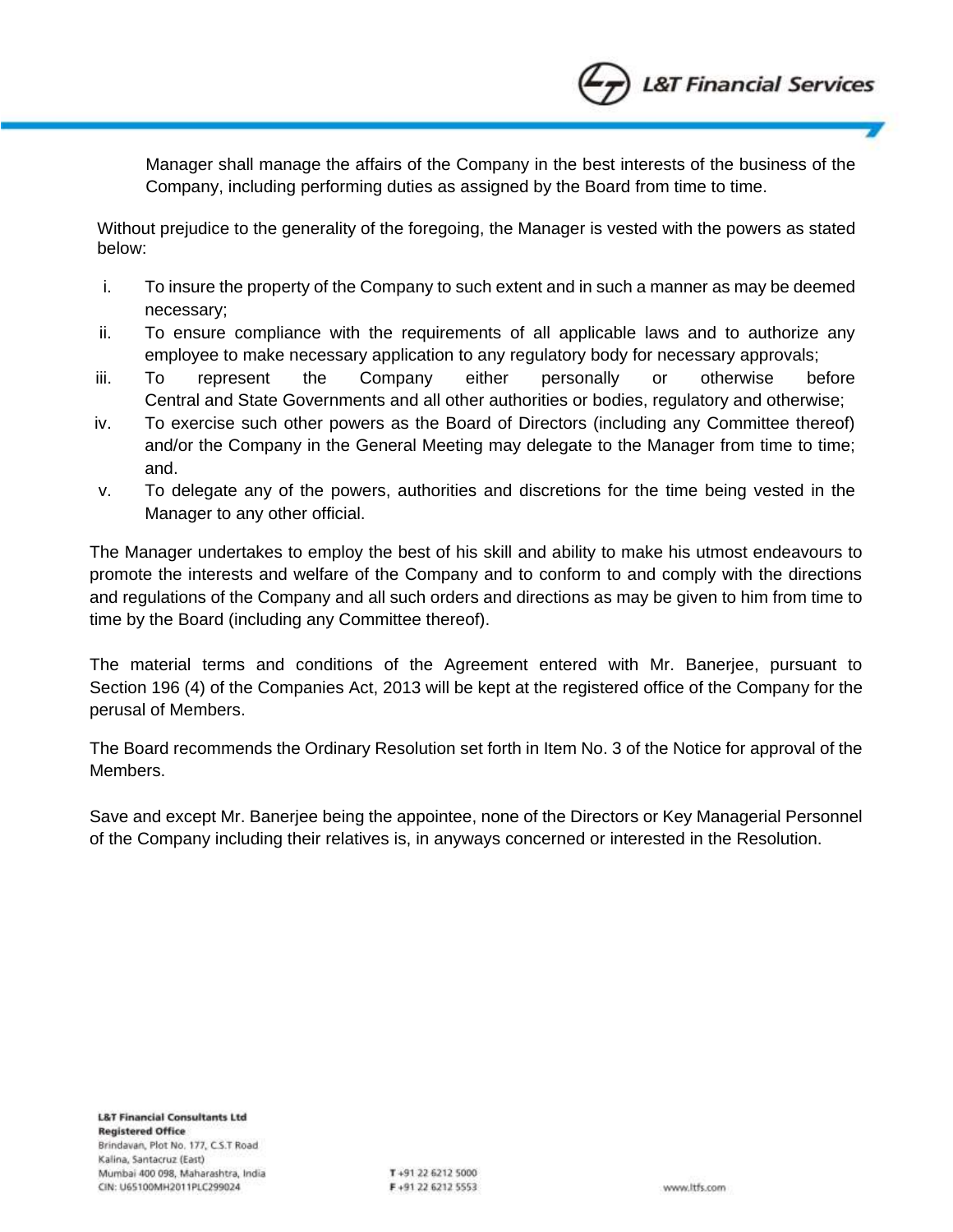Manager shall manage the affairs of the Company in the best interests of the business of the Company, including performing duties as assigned by the Board from time to time.

Without prejudice to the generality of the foregoing, the Manager is vested with the powers as stated below:

i. To insure the property of the Company to such extent and in such a manner as may be deemed necessary;
ii. To ensure compliance with the requirements of all applicable laws and to authorize any employee to make necessary application to any regulatory body for necessary approvals;
iii. To represent the Company either personally or otherwise before Central and State Governments and all other authorities or bodies, regulatory and otherwise;
iv. To exercise such other powers as the Board of Directors (including any Committee thereof) and/or the Company in the General Meeting may delegate to the Manager from time to time; and.
v. To delegate any of the powers, authorities and discretions for the time being vested in the Manager to any other official.

The Manager undertakes to employ the best of his skill and ability to make his utmost endeavours to promote the interests and welfare of the Company and to conform to and comply with the directions and regulations of the Company and all such orders and directions as may be given to him from time to time by the Board (including any Committee thereof).

The material terms and conditions of the Agreement entered with Mr. Banerjee, pursuant to Section 196 (4) of the Companies Act, 2013 will be kept at the registered office of the Company for the perusal of Members.

The Board recommends the Ordinary Resolution set forth in Item No. 3 of the Notice for approval of the Members.

Save and except Mr. Banerjee being the appointee, none of the Directors or Key Managerial Personnel of the Company including their relatives is, in anyways concerned or interested in the Resolution.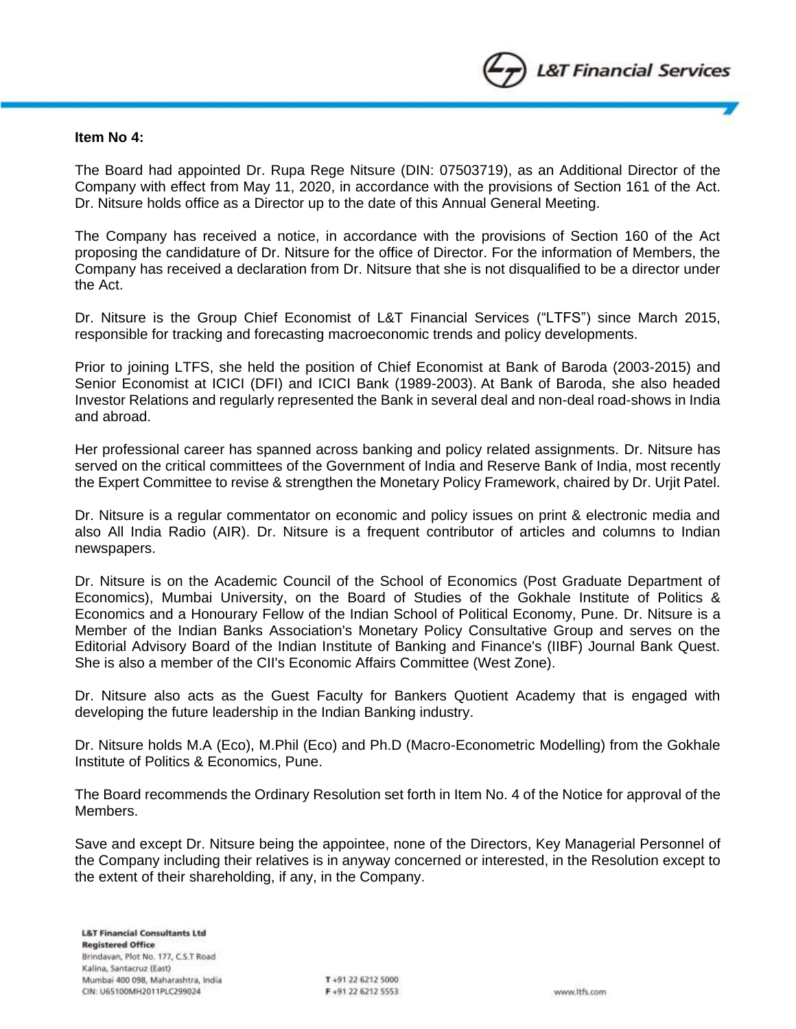**Item No 4:**

The Board had appointed Dr. Rupa Rege Nitsure (DIN: 07503719), as an Additional Director of the Company with effect from May 11, 2020, in accordance with the provisions of Section 161 of the Act. Dr. Nitsure holds office as a Director up to the date of this Annual General Meeting.

The Company has received a notice, in accordance with the provisions of Section 160 of the Act proposing the candidature of Dr. Nitsure for the office of Director. For the information of Members, the Company has received a declaration from Dr. Nitsure that she is not disqualified to be a director under the Act.

Dr. Nitsure is the Group Chief Economist of L&T Financial Services ("LTFS") since March 2015, responsible for tracking and forecasting macroeconomic trends and policy developments.

Prior to joining LTFS, she held the position of Chief Economist at Bank of Baroda (2003-2015) and Senior Economist at ICICI (DFI) and ICICI Bank (1989-2003). At Bank of Baroda, she also headed Investor Relations and regularly represented the Bank in several deal and non-deal road-shows in India and abroad.

Her professional career has spanned across banking and policy related assignments. Dr. Nitsure has served on the critical committees of the Government of India and Reserve Bank of India, most recently the Expert Committee to revise & strengthen the Monetary Policy Framework, chaired by Dr. Urjit Patel.

Dr. Nitsure is a regular commentator on economic and policy issues on print & electronic media and also All India Radio (AIR). Dr. Nitsure is a frequent contributor of articles and columns to Indian newspapers.

Dr. Nitsure is on the Academic Council of the School of Economics (Post Graduate Department of Economics), Mumbai University, on the Board of Studies of the Gokhale Institute of Politics & Economics and a Honourary Fellow of the Indian School of Political Economy, Pune. Dr. Nitsure is a Member of the Indian Banks Association's Monetary Policy Consultative Group and serves on the Editorial Advisory Board of the Indian Institute of Banking and Finance's (IIBF) Journal Bank Quest. She is also a member of the CII's Economic Affairs Committee (West Zone).

Dr. Nitsure also acts as the Guest Faculty for Bankers Quotient Academy that is engaged with developing the future leadership in the Indian Banking industry.

Dr. Nitsure holds M.A (Eco), M.Phil (Eco) and Ph.D (Macro-Econometric Modelling) from the Gokhale Institute of Politics & Economics, Pune.

The Board recommends the Ordinary Resolution set forth in Item No. 4 of the Notice for approval of the Members.

Save and except Dr. Nitsure being the appointee, none of the Directors, Key Managerial Personnel of the Company including their relatives is in anyway concerned or interested, in the Resolution except to the extent of their shareholding, if any, in the Company.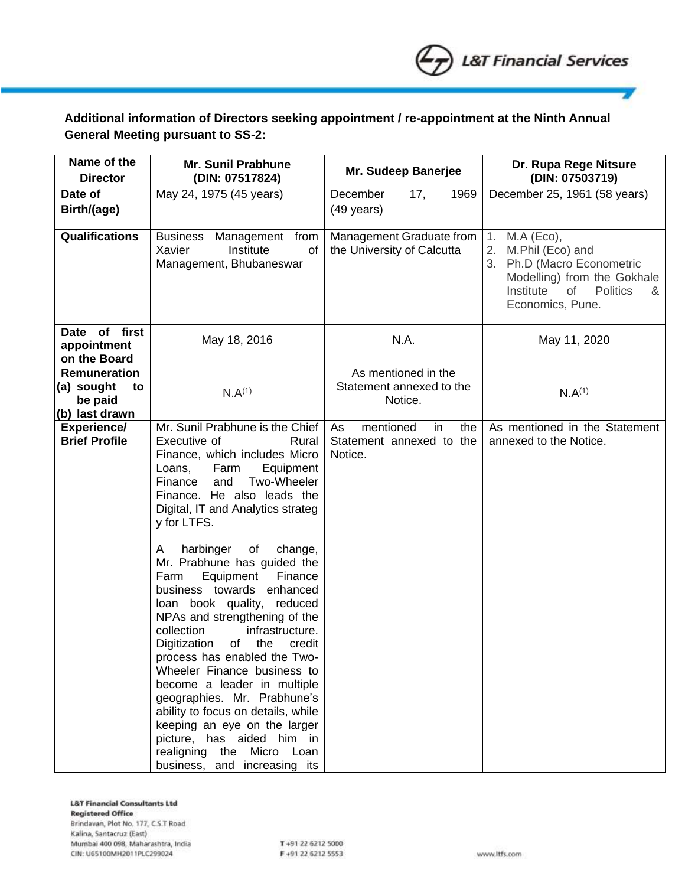**Additional information of Directors seeking appointment / re-appointment at the Ninth Annual General Meeting pursuant to SS-2:**

| Name of the Director | Mr. Sunil Prabhune (DIN: 07517824) | Mr. Sudeep Banerjee | Dr. Rupa Rege Nitsure (DIN: 07503719) |
|---|---|---|---|
| Date of Birth/(age) | May 24, 1975 (45 years) | December 17, 1969 (49 years) | December 25, 1961 (58 years) |
| Qualifications | Business Management from Xavier Institute of Management, Bhubaneswar | Management Graduate from the University of Calcutta | 1. M.A (Eco), 2. M.Phil (Eco) and 3. Ph.D (Macro Econometric Modelling) from the Gokhale Institute of Politics & Economics, Pune. |
| Date of first appointment on the Board | May 18, 2016 | N.A. | May 11, 2020 |
| Remuneration (a) sought to be paid (b) last drawn | N.A(1) | As mentioned in the Statement annexed to the Notice. | N.A(1) |
| Experience/ Brief Profile | Mr. Sunil Prabhune is the Chief Executive of Rural Finance, which includes Micro Loans, Farm Equipment Finance and Two-Wheeler Finance. He also leads the Digital, IT and Analytics strateg y for LTFS.<br><br>A harbinger of change, Mr. Prabhune has guided the Farm Equipment Finance business towards enhanced loan book quality, reduced NPAs and strengthening of the collection infrastructure. Digitization of the credit process has enabled the Two-Wheeler Finance business to become a leader in multiple geographies. Mr. Prabhune's ability to focus on details, while keeping an eye on the larger picture, has aided him in realigning the Micro Loan business, and increasing its | As mentioned in the Statement annexed to the Notice. | As mentioned in the Statement annexed to the Notice. |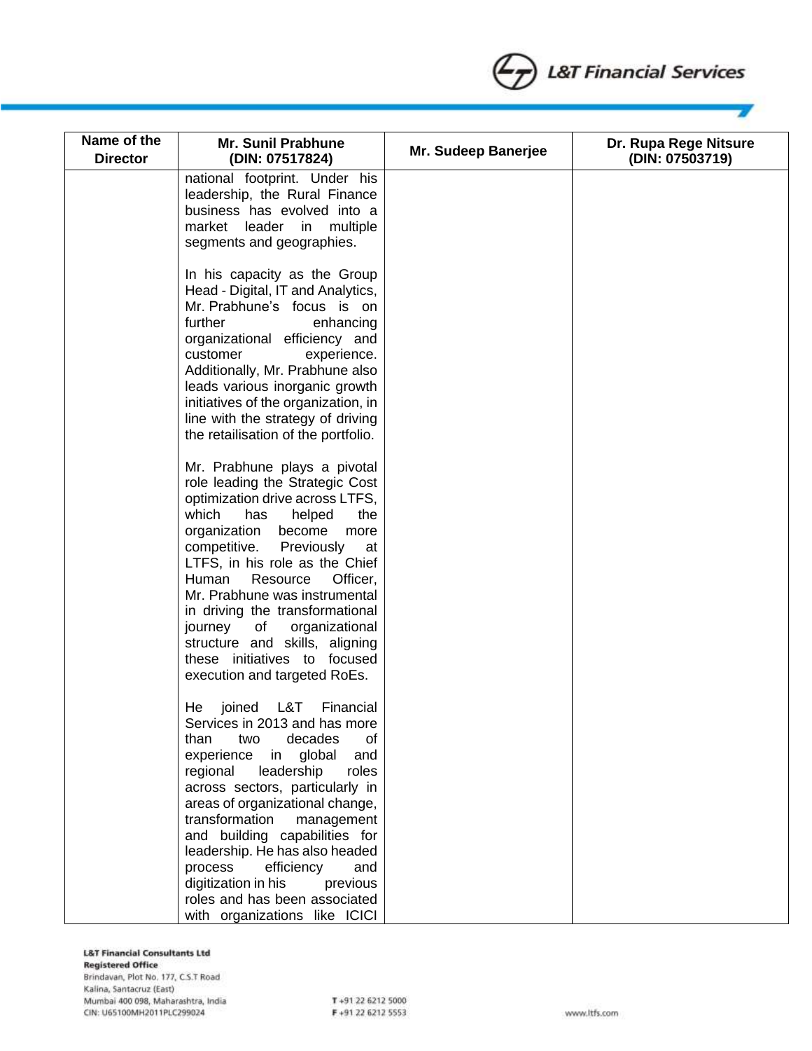| Name of the Director | Mr. Sunil Prabhune (DIN: 07517824) | Mr. Sudeep Banerjee | Dr. Rupa Rege Nitsure (DIN: 07503719) |
|---|---|---|---|
| | national footprint. Under his leadership, the Rural Finance business has evolved into a market leader in multiple segments and geographies.<br><br>In his capacity as the Group Head - Digital, IT and Analytics, Mr. Prabhune's focus is on further enhancing organizational efficiency and customer experience. Additionally, Mr. Prabhune also leads various inorganic growth initiatives of the organization, in line with the strategy of driving the retailisation of the portfolio.<br><br>Mr. Prabhune plays a pivotal role leading the Strategic Cost optimization drive across LTFS, which has helped the organization become more competitive. Previously at LTFS, in his role as the Chief Human Resource Officer, Mr. Prabhune was instrumental in driving the transformational journey of organizational structure and skills, aligning these initiatives to focused execution and targeted RoEs.<br><br>He joined L&T Financial Services in 2013 and has more than two decades of experience in global and regional leadership roles across sectors, particularly in areas of organizational change, transformation management and building capabilities for leadership. He has also headed process efficiency and digitization in his previous roles and has been associated with organizations like ICICI | | |

**L&T Financial Consultants Ltd**
**Registered Office**
Brindavan, Plot No. 177, C.S.T Road
Kalina, Santacruz (East)
Mumbai 400 098, Maharashtra, India
CIN: U65100MH2011PLC299024

T +91 22 6212 5000
F +91 22 6212 5553

www.ltfs.com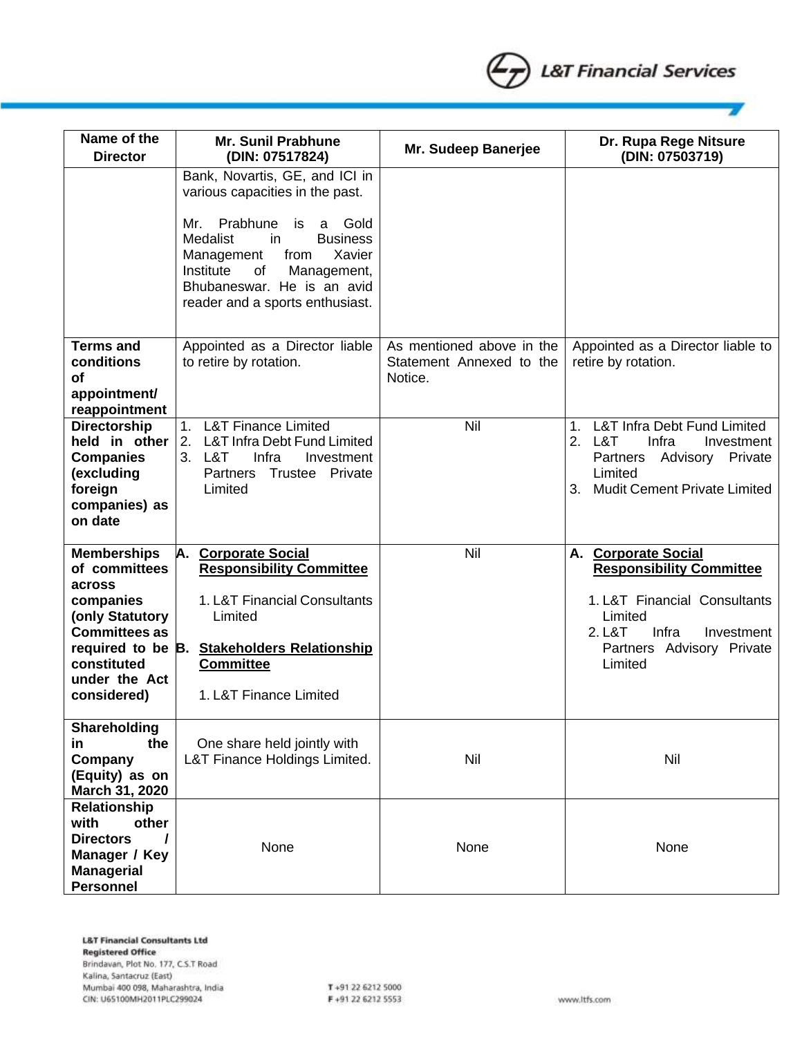| Name of the Director | Mr. Sunil Prabhune (DIN: 07517824) | Mr. Sudeep Banerjee | Dr. Rupa Rege Nitsure (DIN: 07503719) |
|---|---|---|---|
| | Bank, Novartis, GE, and ICI in various capacities in the past.<br><br>Mr. Prabhune is a Gold Medalist in Business Management from Xavier Institute of Management, Bhubaneswar. He is an avid reader and a sports enthusiast. | | |
| **Terms and conditions of appointment/ reappointment** | Appointed as a Director liable to retire by rotation. | As mentioned above in the Statement Annexed to the Notice. | Appointed as a Director liable to retire by rotation. |
| **Directorship held in other Companies (excluding foreign companies) as on date** | 1. L&T Finance Limited<br>2. L&T Infra Debt Fund Limited<br>3. L&T Infra Investment Partners Trustee Private Limited | Nil | 1. L&T Infra Debt Fund Limited<br>2. L&T Infra Investment Partners Advisory Private Limited<br>3. Mudit Cement Private Limited |
| **Memberships of committees across companies (only Statutory Committees as required to be constituted under the Act considered)** | A. **Corporate Social Responsibility Committee**<br>1. L&T Financial Consultants Limited<br>B. **Stakeholders Relationship Committee**<br>1. L&T Finance Limited | Nil | A. **Corporate Social Responsibility Committee**<br>1. L&T Financial Consultants Limited<br>2. L&T Infra Investment Partners Advisory Private Limited |
| **Shareholding in the Company (Equity) as on March 31, 2020** | One share held jointly with L&T Finance Holdings Limited. | Nil | Nil |
| **Relationship with other Directors / Manager / Key Managerial Personnel** | None | None | None |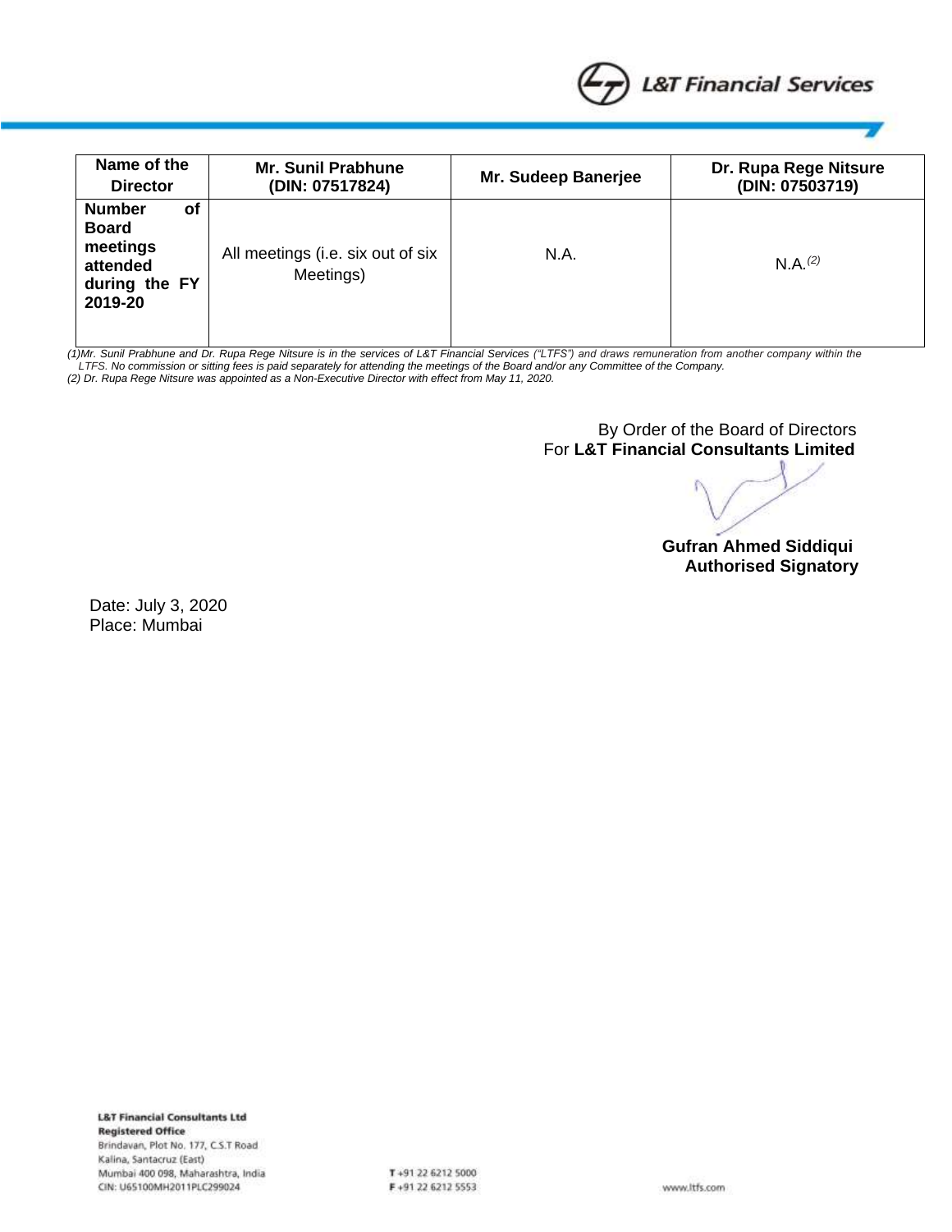| Name of the Director | Mr. Sunil Prabhune (DIN: 07517824) | Mr. Sudeep Banerjee | Dr. Rupa Rege Nitsure (DIN: 07503719) |
|---|---|---|---|
| **Number of Board meetings attended during the FY 2019-20** | All meetings (i.e. six out of six Meetings) | N.A. | N.A.[(2)] |

*(1)Mr. Sunil Prabhune and Dr. Rupa Rege Nitsure is in the services of L&T Financial Services ("LTFS") and draws remuneration from another company within the LTFS. No commission or sitting fees is paid separately for attending the meetings of the Board and/or any Committee of the Company.*
*(2) Dr. Rupa Rege Nitsure was appointed as a Non-Executive Director with effect from May 11, 2020.*

By Order of the Board of Directors
For **L&T Financial Consultants Limited**

**Gufran Ahmed Siddiqui**
**Authorised Signatory**

Date: July 3, 2020
Place: Mumbai

**L&T Financial Consultants Ltd**
**Registered Office**
Brindavan, Plot No. 177, C.S.T Road
Kalina, Santacruz (East)
Mumbai 400 098, Maharashtra, India
CIN: U65100MH2011PLC299024

T +91 22 6212 5000
F +91 22 6212 5553

www.ltfs.com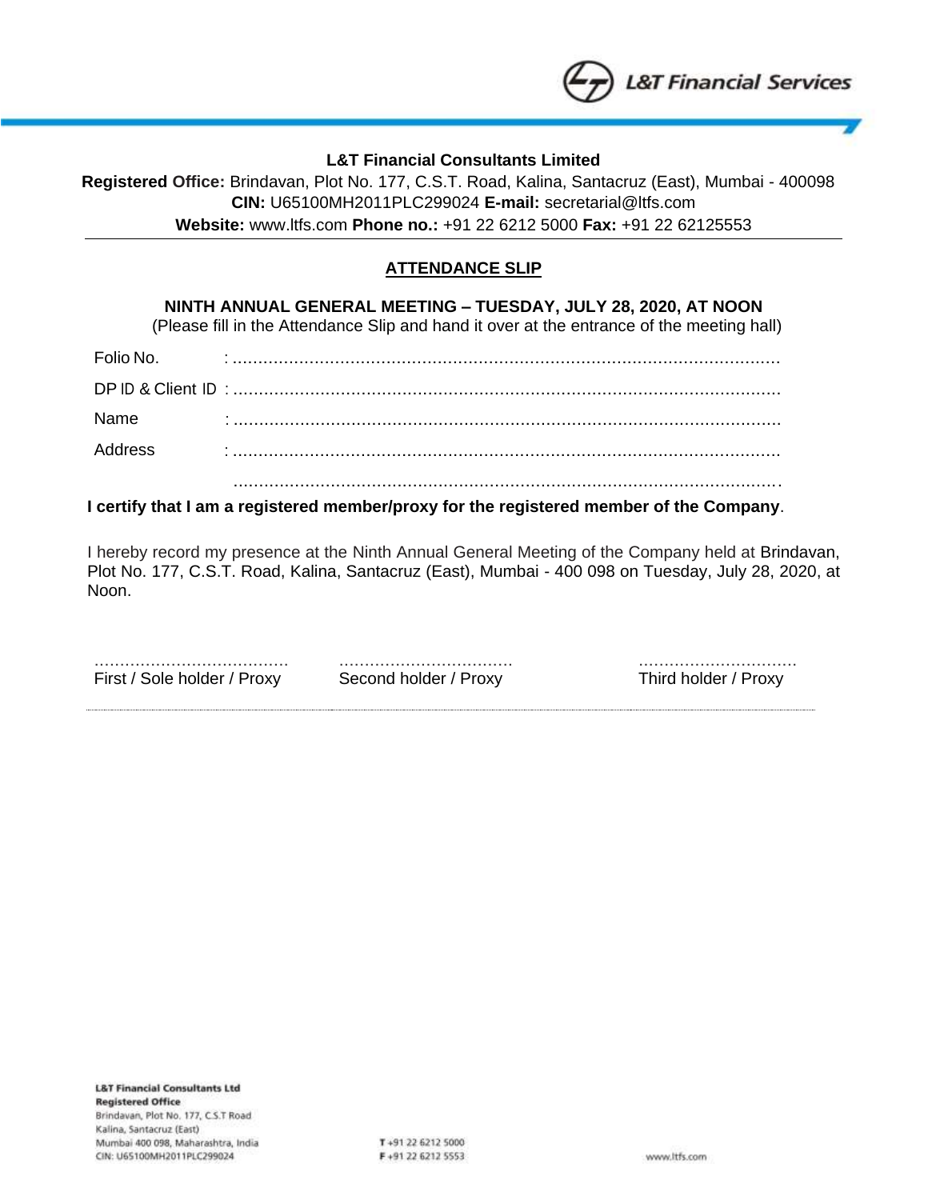**L&T Financial Consultants Limited**

**Registered Office:** Brindavan, Plot No. 177, C.S.T. Road, Kalina, Santacruz (East), Mumbai - 400098
**CIN:** U65100MH2011PLC299024 **E-mail:** secretarial@ltfs.com
**Website:** www.ltfs.com **Phone no.:** +91 22 6212 5000 **Fax:** +91 22 62125553

## ATTENDANCE SLIP

**NINTH ANNUAL GENERAL MEETING – TUESDAY, JULY 28, 2020, AT NOON**
(Please fill in the Attendance Slip and hand it over at the entrance of the meeting hall)

Folio No. : ..........................................................................................................

DP ID & Client ID : ..........................................................................................................

Name : ..........................................................................................................

Address : ..........................................................................................................

..........................................................................................................

**I certify that I am a registered member/proxy for the registered member of the Company**.

I hereby record my presence at the Ninth Annual General Meeting of the Company held at Brindavan, Plot No. 177, C.S.T. Road, Kalina, Santacruz (East), Mumbai - 400 098 on Tuesday, July 28, 2020, at Noon.

| | | |
|---|---|---|
| ...................................... | ................................. | ............................... |
| First / Sole holder / Proxy | Second holder / Proxy | Third holder / Proxy |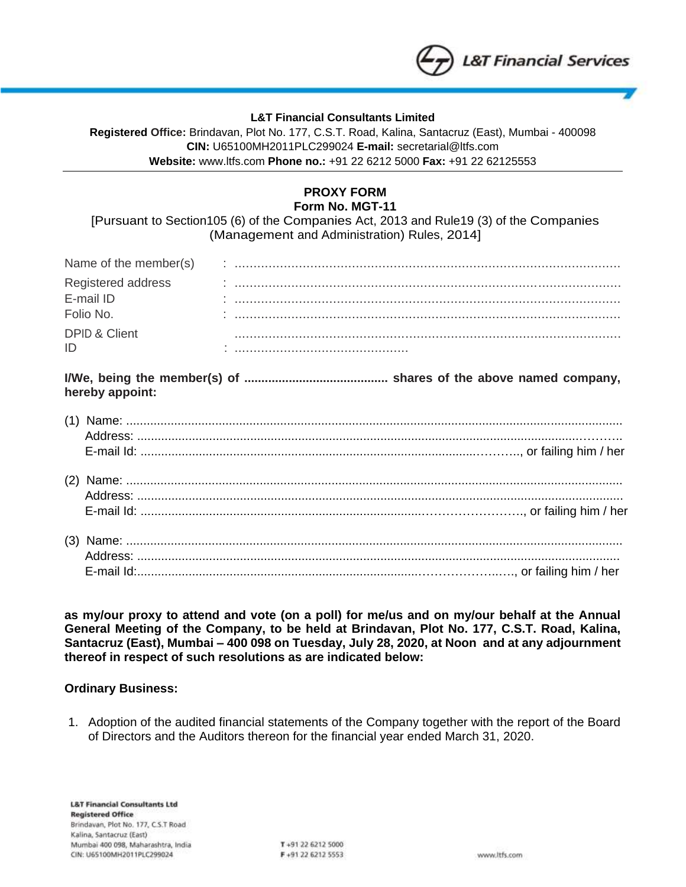**L&T Financial Consultants Limited**

**Registered Office:** Brindavan, Plot No. 177, C.S.T. Road, Kalina, Santacruz (East), Mumbai - 400098
**CIN:** U65100MH2011PLC299024 **E-mail:** secretarial@ltfs.com
**Website:** www.ltfs.com **Phone no.:** +91 22 6212 5000 **Fax:** +91 22 62125553

# PROXY FORM

## Form No. MGT-11

[Pursuant to Section105 (6) of the Companies Act, 2013 and Rule19 (3) of the Companies (Management and Administration) Rules, 2014]

| | | |
|---|---|---|
| Name of the member(s) | : | ........................................................................................................ |
| Registered address | : | ........................................................................................................ |
| E-mail ID | : | ........................................................................................................ |
| Folio No. | : | ........................................................................................................ |
| DPID & Client ID | : | ........................................................................................................ ............................................... |

**I/We, being the member(s) of .......................................... shares of the above named company, hereby appoint:**

(1) Name: ..............................................................................................................................................
Address: ...........................................................................................................................................
E-mail Id: ..........................................................................................................., or failing him / her

(2) Name: ..............................................................................................................................................
Address: ...........................................................................................................................................
E-mail Id: ..........................................................................................................., or failing him / her

(3) Name: ..............................................................................................................................................
Address: ...........................................................................................................................................
E-mail Id:..........................................................................................................., or failing him / her

**as my/our proxy to attend and vote (on a poll) for me/us and on my/our behalf at the Annual General Meeting of the Company, to be held at Brindavan, Plot No. 177, C.S.T. Road, Kalina, Santacruz (East), Mumbai – 400 098 on Tuesday, July 28, 2020, at Noon and at any adjournment thereof in respect of such resolutions as are indicated below:**

**Ordinary Business:**

1. Adoption of the audited financial statements of the Company together with the report of the Board of Directors and the Auditors thereon for the financial year ended March 31, 2020.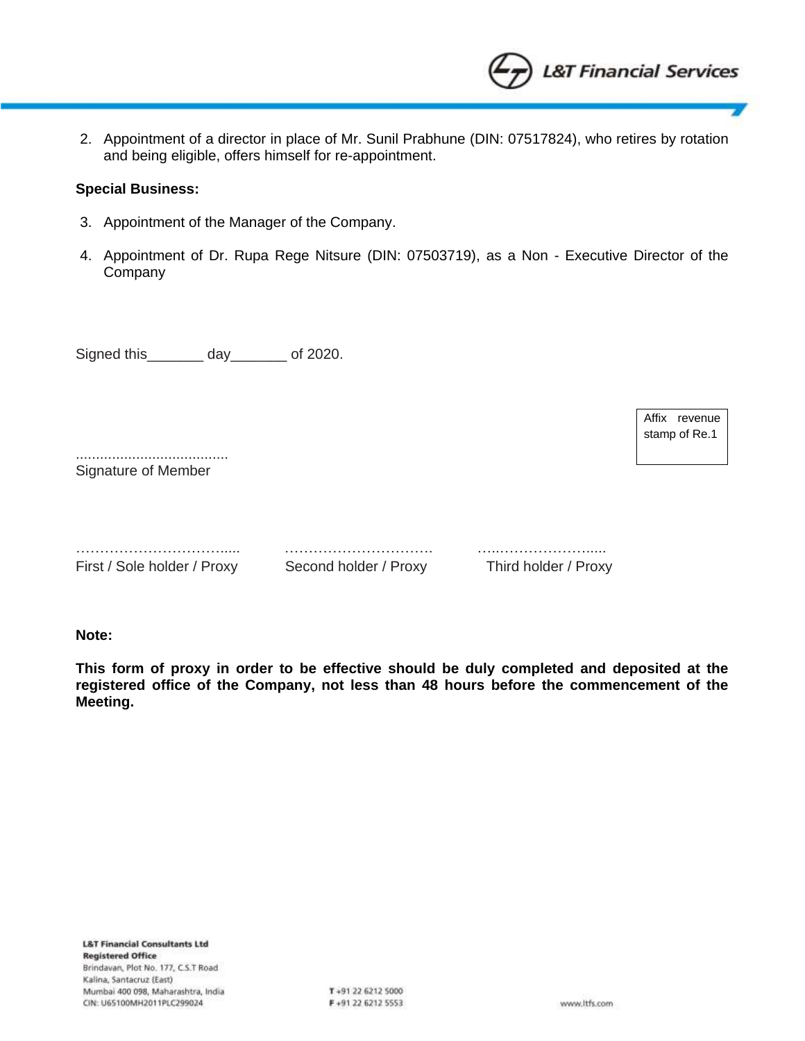2. Appointment of a director in place of Mr. Sunil Prabhune (DIN: 07517824), who retires by rotation and being eligible, offers himself for re-appointment.

**Special Business:**

3. Appointment of the Manager of the Company.

4. Appointment of Dr. Rupa Rege Nitsure (DIN: 07503719), as a Non - Executive Director of the Company

Signed this_______ day_______ of 2020.

Affix revenue stamp of Re.1

......................................
Signature of Member

……………………………....
First / Sole holder / Proxy

…………………………….
Second holder / Proxy

…..…………………....
Third holder / Proxy

**Note:**

**This form of proxy in order to be effective should be duly completed and deposited at the registered office of the Company, not less than 48 hours before the commencement of the Meeting.**

**L&T Financial Consultants Ltd**
**Registered Office**
Brindavan, Plot No. 177, C.S.T Road
Kalina, Santacruz (East)
Mumbai 400 098, Maharashtra, India
CIN: U65100MH2011PLC299024

T +91 22 6212 5000
F +91 22 6212 5553

www.ltfs.com